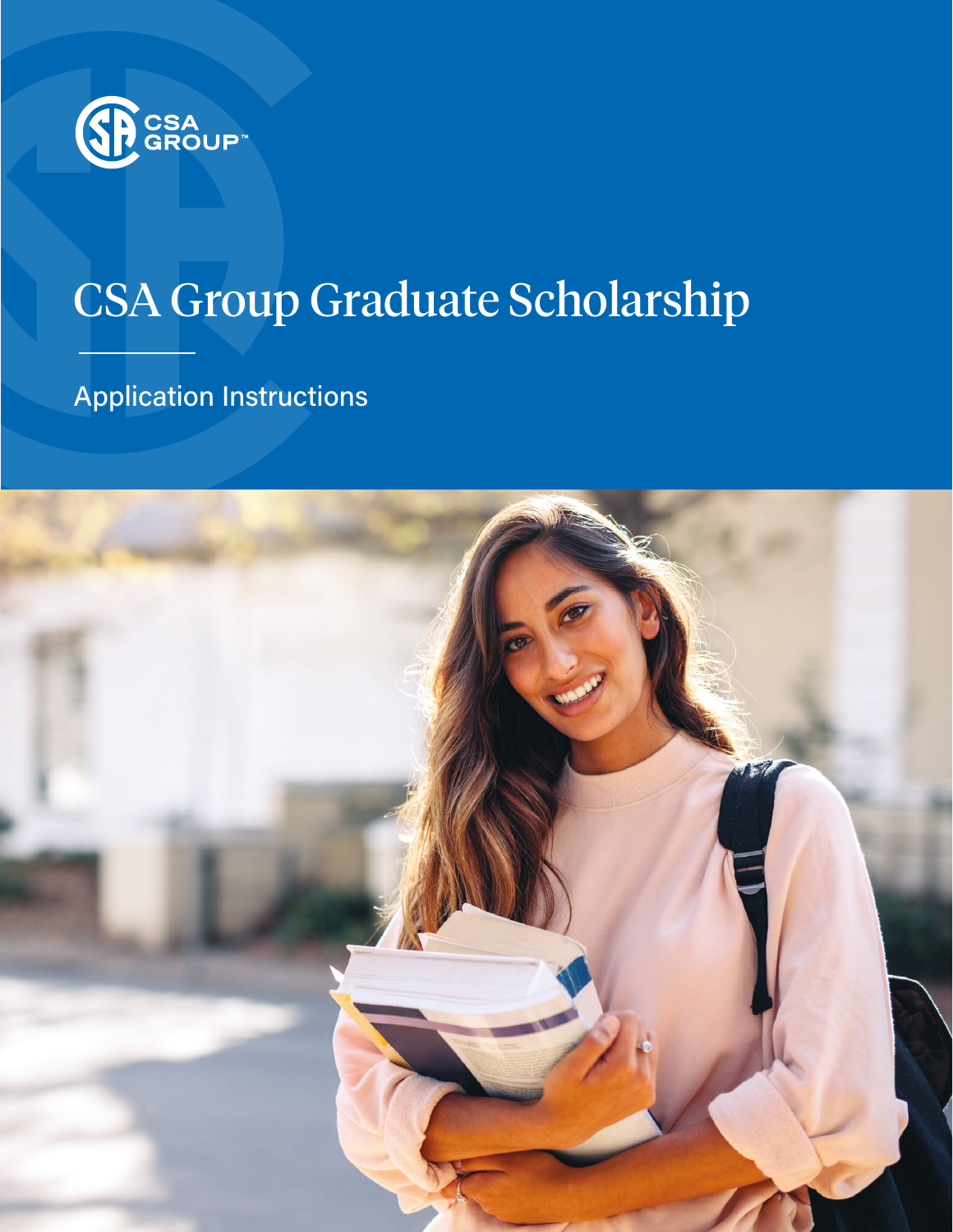CSA GROUP™

# CSA Group Graduate Scholarship

Application Instructions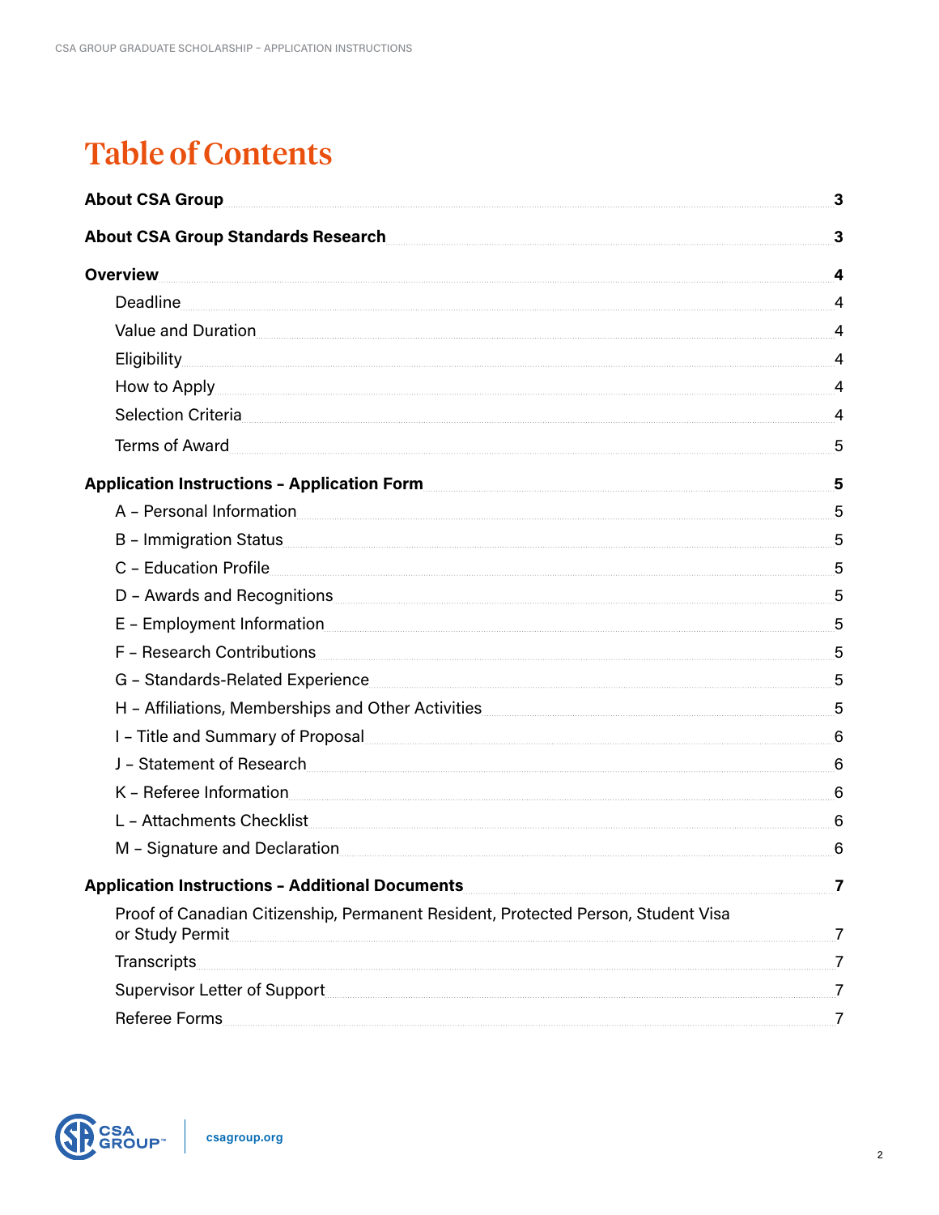# Table of Contents

**About CSA Group** ..... **3**

**About CSA Group Standards Research** ..... **3**

**Overview** ..... **4**

- Deadline ..... 4
- Value and Duration ..... 4
- Eligibility ..... 4
- How to Apply ..... 4
- Selection Criteria ..... 4
- Terms of Award ..... 5

**Application Instructions – Application Form** ..... **5**

- A – Personal Information ..... 5
- B – Immigration Status ..... 5
- C – Education Profile ..... 5
- D – Awards and Recognitions ..... 5
- E – Employment Information ..... 5
- F – Research Contributions ..... 5
- G – Standards-Related Experience ..... 5
- H – Affiliations, Memberships and Other Activities ..... 5
- I – Title and Summary of Proposal ..... 6
- J – Statement of Research ..... 6
- K – Referee Information ..... 6
- L – Attachments Checklist ..... 6
- M – Signature and Declaration ..... 6

**Application Instructions – Additional Documents** ..... **7**

- Proof of Canadian Citizenship, Permanent Resident, Protected Person, Student Visa or Study Permit ..... 7
- Transcripts ..... 7
- Supervisor Letter of Support ..... 7
- Referee Forms ..... 7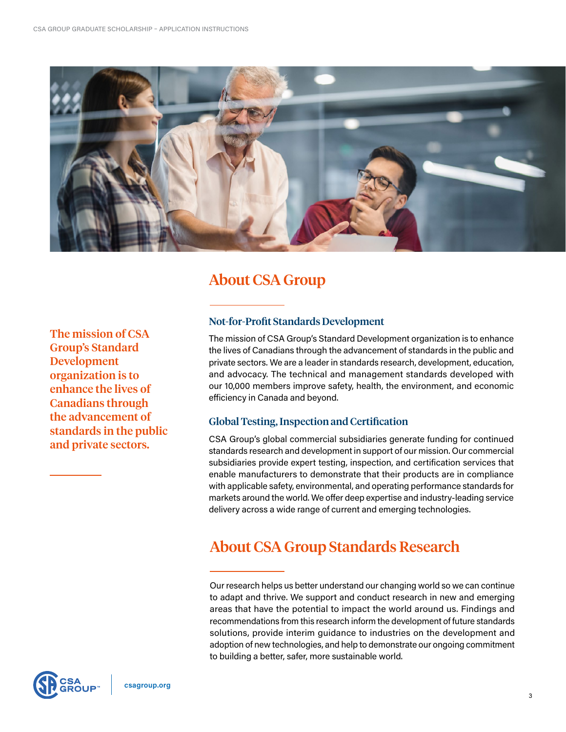> **The mission of CSA Group's Standard Development organization is to enhance the lives of Canadians through the advancement of standards in the public and private sectors.**

## About CSA Group

### Not-for-Profit Standards Development

The mission of CSA Group's Standard Development organization is to enhance the lives of Canadians through the advancement of standards in the public and private sectors. We are a leader in standards research, development, education, and advocacy. The technical and management standards developed with our 10,000 members improve safety, health, the environment, and economic efficiency in Canada and beyond.

### Global Testing, Inspection and Certification

CSA Group's global commercial subsidiaries generate funding for continued standards research and development in support of our mission. Our commercial subsidiaries provide expert testing, inspection, and certification services that enable manufacturers to demonstrate that their products are in compliance with applicable safety, environmental, and operating performance standards for markets around the world. We offer deep expertise and industry-leading service delivery across a wide range of current and emerging technologies.

## About CSA Group Standards Research

Our research helps us better understand our changing world so we can continue to adapt and thrive. We support and conduct research in new and emerging areas that have the potential to impact the world around us. Findings and recommendations from this research inform the development of future standards solutions, provide interim guidance to industries on the development and adoption of new technologies, and help to demonstrate our ongoing commitment to building a better, safer, more sustainable world.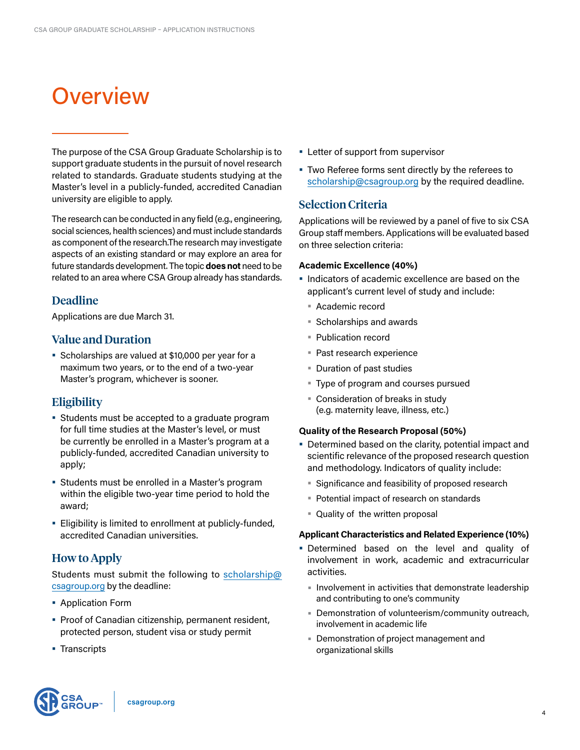# Overview

The purpose of the CSA Group Graduate Scholarship is to support graduate students in the pursuit of novel research related to standards. Graduate students studying at the Master's level in a publicly-funded, accredited Canadian university are eligible to apply.

The research can be conducted in any field (e.g., engineering, social sciences, health sciences) and must include standards as component of the research.The research may investigate aspects of an existing standard or may explore an area for future standards development. The topic **does not** need to be related to an area where CSA Group already has standards.

## Deadline

Applications are due March 31.

## Value and Duration

- Scholarships are valued at $10,000 per year for a maximum two years, or to the end of a two-year Master's program, whichever is sooner.

## Eligibility

- Students must be accepted to a graduate program for full time studies at the Master's level, or must be currently be enrolled in a Master's program at a publicly-funded, accredited Canadian university to apply;
- Students must be enrolled in a Master's program within the eligible two-year time period to hold the award;
- Eligibility is limited to enrollment at publicly-funded, accredited Canadian universities.

## How to Apply

Students must submit the following to scholarship@csagroup.org by the deadline:

- Application Form
- Proof of Canadian citizenship, permanent resident, protected person, student visa or study permit
- Transcripts
- Letter of support from supervisor
- Two Referee forms sent directly by the referees to scholarship@csagroup.org by the required deadline.

## Selection Criteria

Applications will be reviewed by a panel of five to six CSA Group staff members. Applications will be evaluated based on three selection criteria:

**Academic Excellence (40%)**

- Indicators of academic excellence are based on the applicant's current level of study and include:
  - Academic record
  - Scholarships and awards
  - Publication record
  - Past research experience
  - Duration of past studies
  - Type of program and courses pursued
  - Consideration of breaks in study (e.g. maternity leave, illness, etc.)

**Quality of the Research Proposal (50%)**

- Determined based on the clarity, potential impact and scientific relevance of the proposed research question and methodology. Indicators of quality include:
  - Significance and feasibility of proposed research
  - Potential impact of research on standards
  - Quality of the written proposal

**Applicant Characteristics and Related Experience (10%)**

- Determined based on the level and quality of involvement in work, academic and extracurricular activities.
  - Involvement in activities that demonstrate leadership and contributing to one's community
  - Demonstration of volunteerism/community outreach, involvement in academic life
  - Demonstration of project management and organizational skills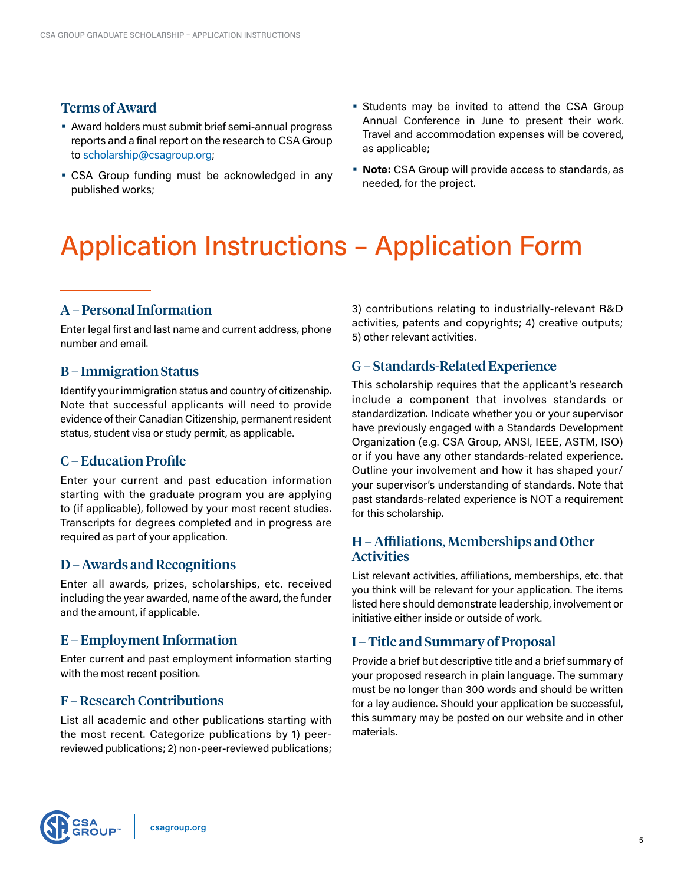### Terms of Award

- Award holders must submit brief semi-annual progress reports and a final report on the research to CSA Group to scholarship@csagroup.org;
- CSA Group funding must be acknowledged in any published works;
- Students may be invited to attend the CSA Group Annual Conference in June to present their work. Travel and accommodation expenses will be covered, as applicable;
- **Note:** CSA Group will provide access to standards, as needed, for the project.

# Application Instructions – Application Form

### A – Personal Information

Enter legal first and last name and current address, phone number and email.

### B – Immigration Status

Identify your immigration status and country of citizenship. Note that successful applicants will need to provide evidence of their Canadian Citizenship, permanent resident status, student visa or study permit, as applicable.

### C – Education Profile

Enter your current and past education information starting with the graduate program you are applying to (if applicable), followed by your most recent studies. Transcripts for degrees completed and in progress are required as part of your application.

### D – Awards and Recognitions

Enter all awards, prizes, scholarships, etc. received including the year awarded, name of the award, the funder and the amount, if applicable.

### E – Employment Information

Enter current and past employment information starting with the most recent position.

### F – Research Contributions

List all academic and other publications starting with the most recent. Categorize publications by 1) peer-reviewed publications; 2) non-peer-reviewed publications; 3) contributions relating to industrially-relevant R&D activities, patents and copyrights; 4) creative outputs; 5) other relevant activities.

### G – Standards-Related Experience

This scholarship requires that the applicant's research include a component that involves standards or standardization. Indicate whether you or your supervisor have previously engaged with a Standards Development Organization (e.g. CSA Group, ANSI, IEEE, ASTM, ISO) or if you have any other standards-related experience. Outline your involvement and how it has shaped your/your supervisor's understanding of standards. Note that past standards-related experience is NOT a requirement for this scholarship.

### H – Affiliations, Memberships and Other Activities

List relevant activities, affiliations, memberships, etc. that you think will be relevant for your application. The items listed here should demonstrate leadership, involvement or initiative either inside or outside of work.

### I – Title and Summary of Proposal

Provide a brief but descriptive title and a brief summary of your proposed research in plain language. The summary must be no longer than 300 words and should be written for a lay audience. Should your application be successful, this summary may be posted on our website and in other materials.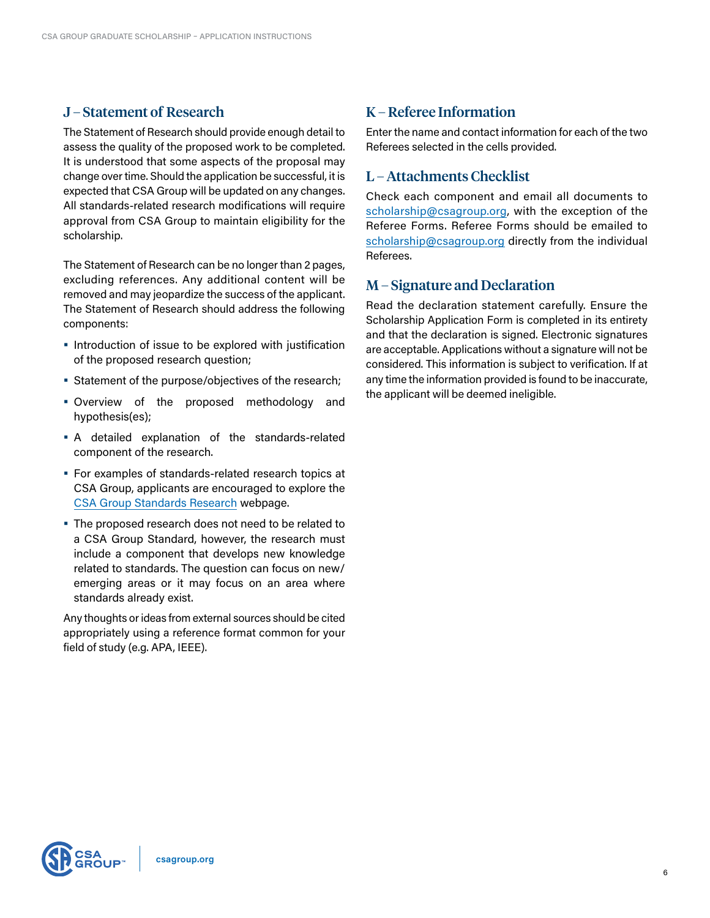## J – Statement of Research

The Statement of Research should provide enough detail to assess the quality of the proposed work to be completed. It is understood that some aspects of the proposal may change over time. Should the application be successful, it is expected that CSA Group will be updated on any changes. All standards-related research modifications will require approval from CSA Group to maintain eligibility for the scholarship.

The Statement of Research can be no longer than 2 pages, excluding references. Any additional content will be removed and may jeopardize the success of the applicant. The Statement of Research should address the following components:

- Introduction of issue to be explored with justification of the proposed research question;
- Statement of the purpose/objectives of the research;
- Overview of the proposed methodology and hypothesis(es);
- A detailed explanation of the standards-related component of the research.
- For examples of standards-related research topics at CSA Group, applicants are encouraged to explore the CSA Group Standards Research webpage.
- The proposed research does not need to be related to a CSA Group Standard, however, the research must include a component that develops new knowledge related to standards. The question can focus on new/emerging areas or it may focus on an area where standards already exist.

Any thoughts or ideas from external sources should be cited appropriately using a reference format common for your field of study (e.g. APA, IEEE).

## K – Referee Information

Enter the name and contact information for each of the two Referees selected in the cells provided.

## L – Attachments Checklist

Check each component and email all documents to scholarship@csagroup.org, with the exception of the Referee Forms. Referee Forms should be emailed to scholarship@csagroup.org directly from the individual Referees.

## M – Signature and Declaration

Read the declaration statement carefully. Ensure the Scholarship Application Form is completed in its entirety and that the declaration is signed. Electronic signatures are acceptable. Applications without a signature will not be considered. This information is subject to verification. If at any time the information provided is found to be inaccurate, the applicant will be deemed ineligible.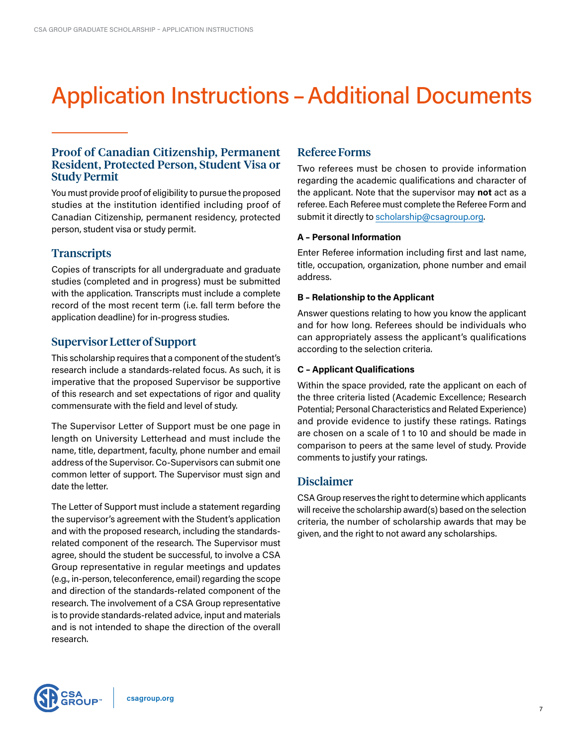# Application Instructions – Additional Documents

## Proof of Canadian Citizenship, Permanent Resident, Protected Person, Student Visa or Study Permit

You must provide proof of eligibility to pursue the proposed studies at the institution identified including proof of Canadian Citizenship, permanent residency, protected person, student visa or study permit.

## Transcripts

Copies of transcripts for all undergraduate and graduate studies (completed and in progress) must be submitted with the application. Transcripts must include a complete record of the most recent term (i.e. fall term before the application deadline) for in-progress studies.

## Supervisor Letter of Support

This scholarship requires that a component of the student's research include a standards-related focus. As such, it is imperative that the proposed Supervisor be supportive of this research and set expectations of rigor and quality commensurate with the field and level of study.

The Supervisor Letter of Support must be one page in length on University Letterhead and must include the name, title, department, faculty, phone number and email address of the Supervisor. Co-Supervisors can submit one common letter of support. The Supervisor must sign and date the letter.

The Letter of Support must include a statement regarding the supervisor's agreement with the Student's application and with the proposed research, including the standards-related component of the research. The Supervisor must agree, should the student be successful, to involve a CSA Group representative in regular meetings and updates (e.g., in-person, teleconference, email) regarding the scope and direction of the standards-related component of the research. The involvement of a CSA Group representative is to provide standards-related advice, input and materials and is not intended to shape the direction of the overall research.

## Referee Forms

Two referees must be chosen to provide information regarding the academic qualifications and character of the applicant. Note that the supervisor may **not** act as a referee. Each Referee must complete the Referee Form and submit it directly to scholarship@csagroup.org.

### A – Personal Information

Enter Referee information including first and last name, title, occupation, organization, phone number and email address.

### B – Relationship to the Applicant

Answer questions relating to how you know the applicant and for how long. Referees should be individuals who can appropriately assess the applicant's qualifications according to the selection criteria.

### C – Applicant Qualifications

Within the space provided, rate the applicant on each of the three criteria listed (Academic Excellence; Research Potential; Personal Characteristics and Related Experience) and provide evidence to justify these ratings. Ratings are chosen on a scale of 1 to 10 and should be made in comparison to peers at the same level of study. Provide comments to justify your ratings.

## Disclaimer

CSA Group reserves the right to determine which applicants will receive the scholarship award(s) based on the selection criteria, the number of scholarship awards that may be given, and the right to not award any scholarships.